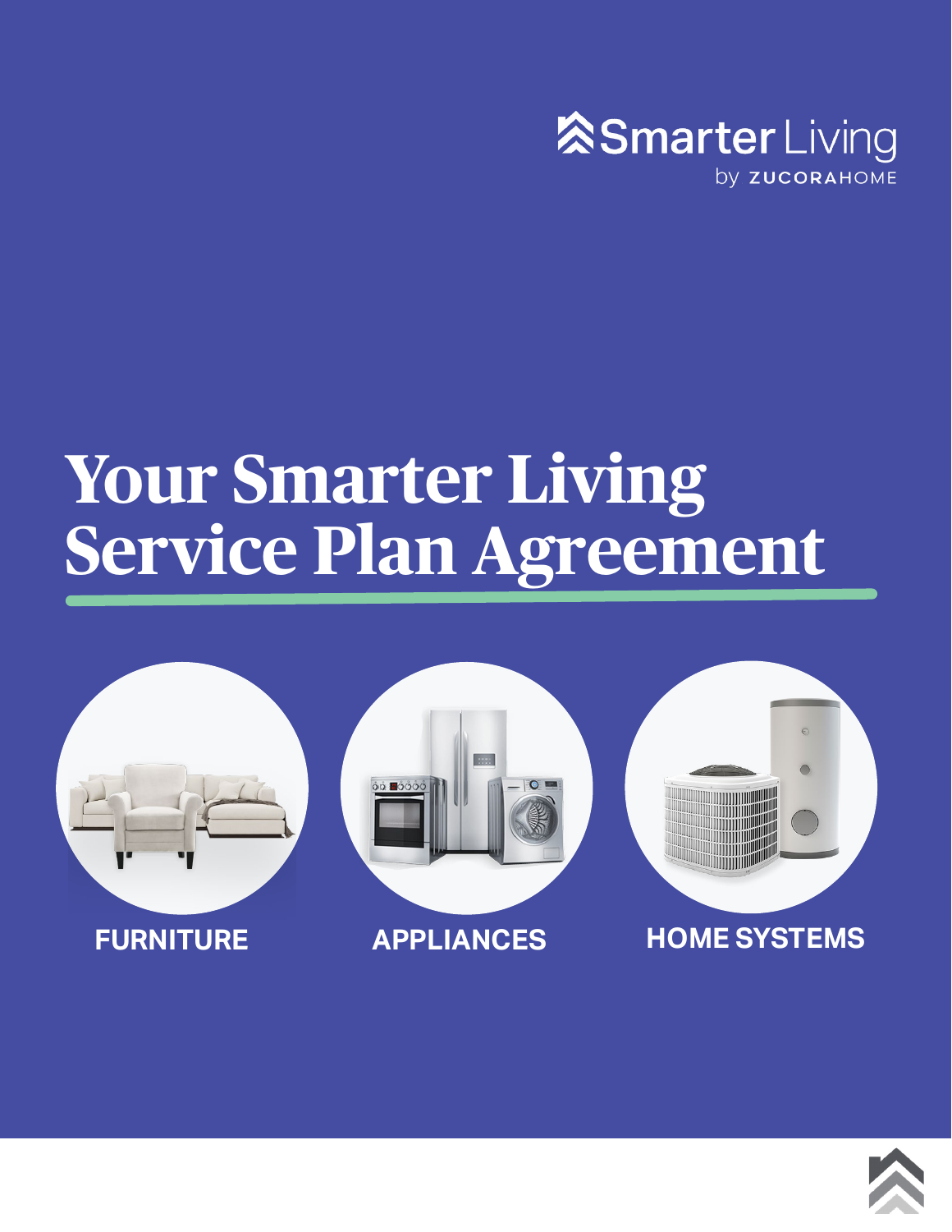Smarter Living

by ZUCORAHOME

# Your Smarter Living Service Plan Agreement

FURNITURE

APPLIANCES

HOME SYSTEMS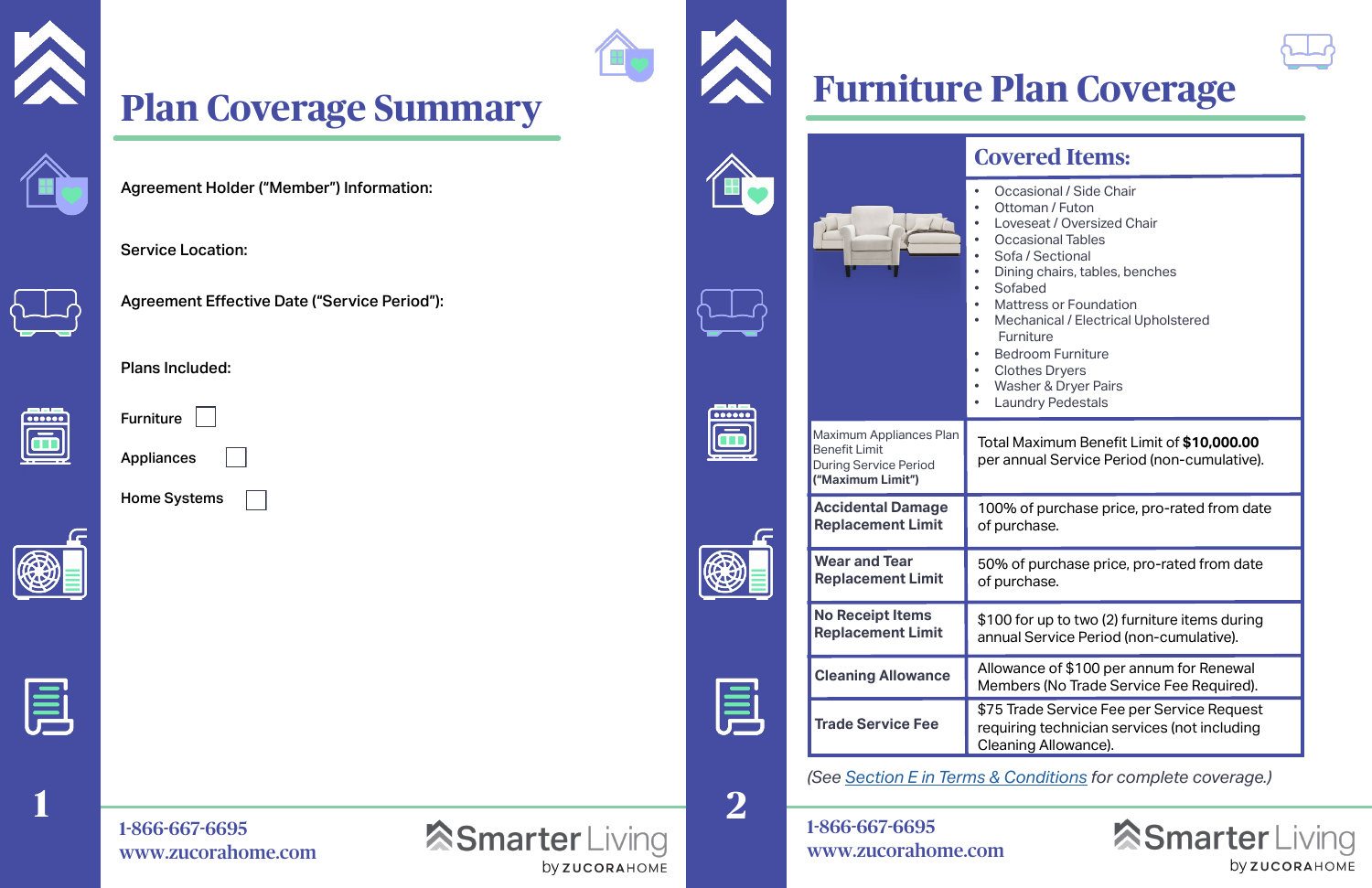# Plan Coverage Summary

**Agreement Holder ("Member") Information:**

**Service Location:**

**Agreement Effective Date ("Service Period"):**

**Plans Included:**

Furniture ☐

Appliances ☐

Home Systems ☐

# Furniture Plan Coverage

| | **Covered Items:** |
|---|---|
| | • Occasional / Side Chair<br>• Ottoman / Futon<br>• Loveseat / Oversized Chair<br>• Occasional Tables<br>• Sofa / Sectional<br>• Dining chairs, tables, benches<br>• Sofabed<br>• Mattress or Foundation<br>• Mechanical / Electrical Upholstered Furniture<br>• Bedroom Furniture<br>• Clothes Dryers<br>• Washer & Dryer Pairs<br>• Laundry Pedestals |
| Maximum Appliances Plan Benefit Limit During Service Period **("Maximum Limit")** | Total Maximum Benefit Limit of **$10,000.00** per annual Service Period (non-cumulative). |
| **Accidental Damage Replacement Limit** | 100% of purchase price, pro-rated from date of purchase. |
| **Wear and Tear Replacement Limit** | 50% of purchase price, pro-rated from date of purchase. |
| **No Receipt Items Replacement Limit** | $100 for up to two (2) furniture items during annual Service Period (non-cumulative). |
| **Cleaning Allowance** | Allowance of $100 per annum for Renewal Members (No Trade Service Fee Required). |
| **Trade Service Fee** | $75 Trade Service Fee per Service Request requiring technician services (not including Cleaning Allowance). |

*(See Section E in Terms & Conditions for complete coverage.)*

1-866-667-6695
www.zucorahome.com

Smarter Living by ZUCORAHOME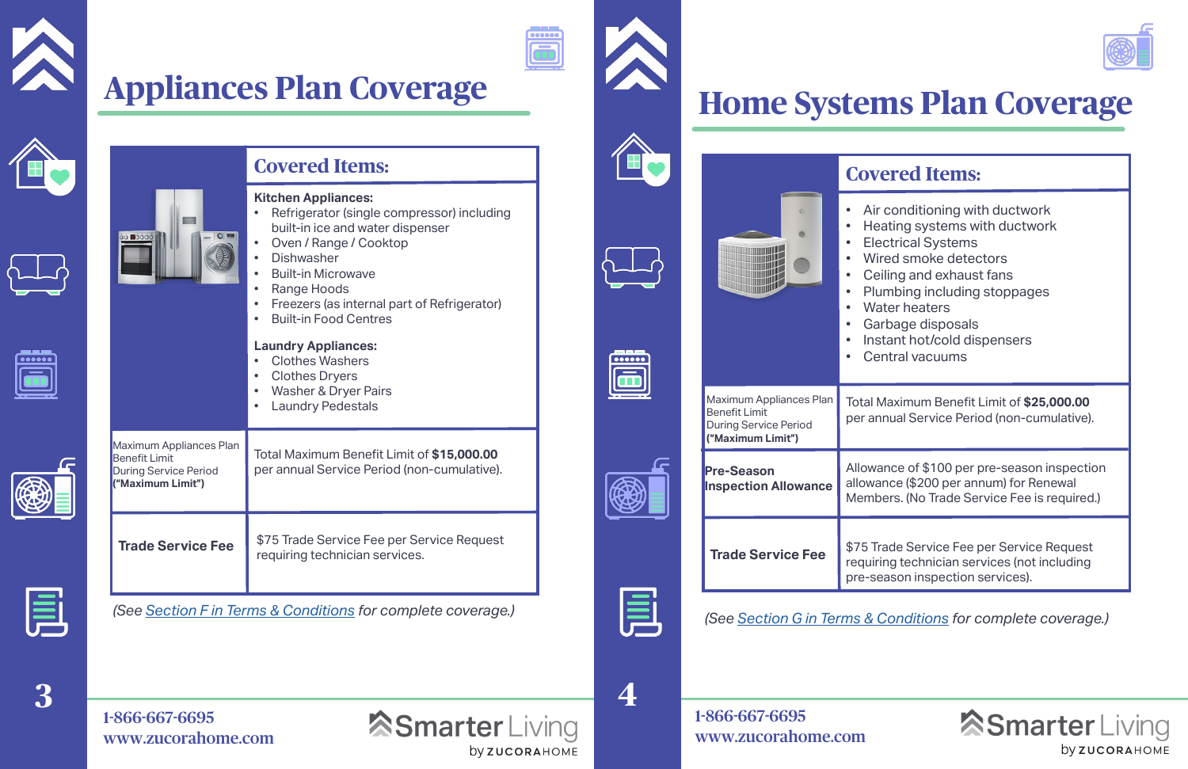# Appliances Plan Coverage

| | Covered Items: |
|---|---|
| | **Kitchen Appliances:**<br>• Refrigerator (single compressor) including built-in ice and water dispenser<br>• Oven / Range / Cooktop<br>• Dishwasher<br>• Built-in Microwave<br>• Range Hoods<br>• Freezers (as internal part of Refrigerator)<br>• Built-in Food Centres<br><br>**Laundry Appliances:**<br>• Clothes Washers<br>• Clothes Dryers<br>• Washer & Dryer Pairs<br>• Laundry Pedestals |
| Maximum Appliances Plan Benefit Limit During Service Period **("Maximum Limit")** | Total Maximum Benefit Limit of **$15,000.00** per annual Service Period (non-cumulative). |
| **Trade Service Fee** | $75 Trade Service Fee per Service Request requiring technician services. |

*(See Section F in Terms & Conditions for complete coverage.)*

# Home Systems Plan Coverage

| | Covered Items: |
|---|---|
| | • Air conditioning with ductwork<br>• Heating systems with ductwork<br>• Electrical Systems<br>• Wired smoke detectors<br>• Ceiling and exhaust fans<br>• Plumbing including stoppages<br>• Water heaters<br>• Garbage disposals<br>• Instant hot/cold dispensers<br>• Central vacuums |
| Maximum Appliances Plan Benefit Limit During Service Period **("Maximum Limit")** | Total Maximum Benefit Limit of **$25,000.00** per annual Service Period (non-cumulative). |
| **Pre-Season Inspection Allowance** | Allowance of $100 per pre-season inspection allowance ($200 per annum) for Renewal Members. (No Trade Service Fee is required.) |
| **Trade Service Fee** | $75 Trade Service Fee per Service Request requiring technician services (not including pre-season inspection services). |

*(See Section G in Terms & Conditions for complete coverage.)*

1-866-667-6695
www.zucorahome.com

Smarter Living by ZUCORAHOME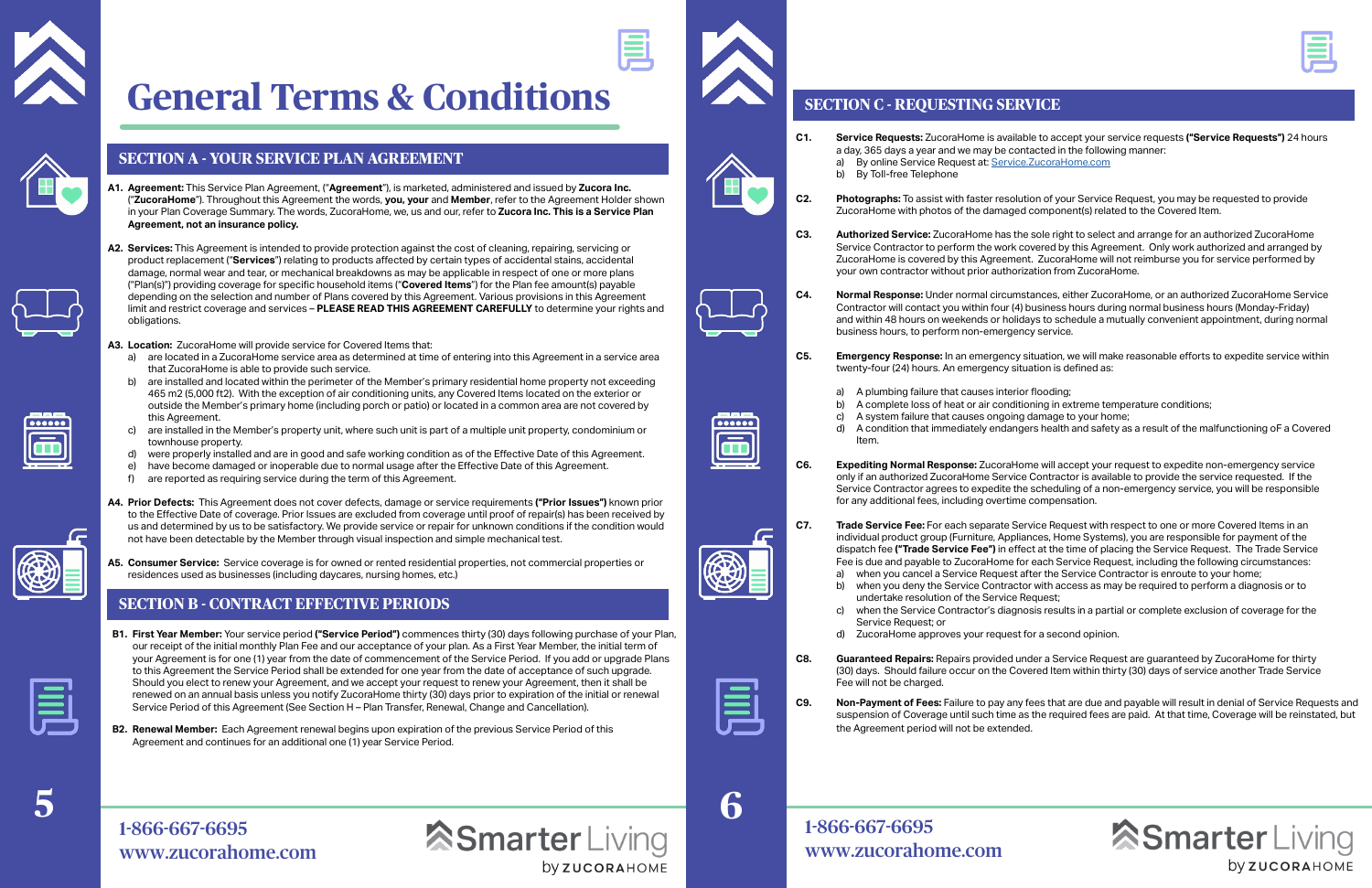# General Terms & Conditions

## SECTION A - YOUR SERVICE PLAN AGREEMENT

**A1. Agreement:** This Service Plan Agreement, ("**Agreement**"), is marketed, administered and issued by **Zucora Inc.** ("**ZucoraHome**"). Throughout this Agreement the words, **you, your** and **Member**, refer to the Agreement Holder shown in your Plan Coverage Summary. The words, ZucoraHome, we, us and our, refer to **Zucora Inc. This is a Service Plan Agreement, not an insurance policy.**

**A2. Services:** This Agreement is intended to provide protection against the cost of cleaning, repairing, servicing or product replacement ("**Services**") relating to products affected by certain types of accidental stains, accidental damage, normal wear and tear, or mechanical breakdowns as may be applicable in respect of one or more plans ("Plan(s)") providing coverage for specific household items ("**Covered Items**") for the Plan fee amount(s) payable depending on the selection and number of Plans covered by this Agreement. Various provisions in this Agreement limit and restrict coverage and services – **PLEASE READ THIS AGREEMENT CAREFULLY** to determine your rights and obligations.

**A3. Location:** ZucoraHome will provide service for Covered Items that:

a) are located in a ZucoraHome service area as determined at time of entering into this Agreement in a service area that ZucoraHome is able to provide such service.
b) are installed and located within the perimeter of the Member's primary residential home property not exceeding 465 m2 (5,000 ft2). With the exception of air conditioning units, any Covered Items located on the exterior or outside the Member's primary home (including porch or patio) or located in a common area are not covered by this Agreement.
c) are installed in the Member's property unit, where such unit is part of a multiple unit property, condominium or townhouse property.
d) were properly installed and are in good and safe working condition as of the Effective Date of this Agreement.
e) have become damaged or inoperable due to normal usage after the Effective Date of this Agreement.
f) are reported as requiring service during the term of this Agreement.

**A4. Prior Defects:** This Agreement does not cover defects, damage or service requirements **("Prior Issues")** known prior to the Effective Date of coverage. Prior Issues are excluded from coverage until proof of repair(s) has been received by us and determined by us to be satisfactory. We provide service or repair for unknown conditions if the condition would not have been detectable by the Member through visual inspection and simple mechanical test.

**A5. Consumer Service:** Service coverage is for owned or rented residential properties, not commercial properties or residences used as businesses (including daycares, nursing homes, etc.)

## SECTION B - CONTRACT EFFECTIVE PERIODS

**B1. First Year Member:** Your service period **("Service Period")** commences thirty (30) days following purchase of your Plan, our receipt of the initial monthly Plan Fee and our acceptance of your plan. As a First Year Member, the initial term of your Agreement is for one (1) year from the date of commencement of the Service Period. If you add or upgrade Plans to this Agreement the Service Period shall be extended for one year from the date of acceptance of such upgrade. Should you elect to renew your Agreement, and we accept your request to renew your Agreement, then it shall be renewed on an annual basis unless you notify ZucoraHome thirty (30) days prior to expiration of the initial or renewal Service Period of this Agreement (See Section H – Plan Transfer, Renewal, Change and Cancellation).

**B2. Renewal Member:** Each Agreement renewal begins upon expiration of the previous Service Period of this Agreement and continues for an additional one (1) year Service Period.

## SECTION C - REQUESTING SERVICE

**C1. Service Requests:** ZucoraHome is available to accept your service requests **("Service Requests")** 24 hours a day, 365 days a year and we may be contacted in the following manner:

a) By online Service Request at: Service.ZucoraHome.com
b) By Toll-free Telephone

**C2. Photographs:** To assist with faster resolution of your Service Request, you may be requested to provide ZucoraHome with photos of the damaged component(s) related to the Covered Item.

**C3. Authorized Service:** ZucoraHome has the sole right to select and arrange for an authorized ZucoraHome Service Contractor to perform the work covered by this Agreement. Only work authorized and arranged by ZucoraHome is covered by this Agreement. ZucoraHome will not reimburse you for service performed by your own contractor without prior authorization from ZucoraHome.

**C4. Normal Response:** Under normal circumstances, either ZucoraHome, or an authorized ZucoraHome Service Contractor will contact you within four (4) business hours during normal business hours (Monday-Friday) and within 48 hours on weekends or holidays to schedule a mutually convenient appointment, during normal business hours, to perform non-emergency service.

**C5. Emergency Response:** In an emergency situation, we will make reasonable efforts to expedite service within twenty-four (24) hours. An emergency situation is defined as:

a) A plumbing failure that causes interior flooding;
b) A complete loss of heat or air conditioning in extreme temperature conditions;
c) A system failure that causes ongoing damage to your home;
d) A condition that immediately endangers health and safety as a result of the malfunctioning oF a Covered Item.

**C6. Expediting Normal Response:** ZucoraHome will accept your request to expedite non-emergency service only if an authorized ZucoraHome Service Contractor is available to provide the service requested. If the Service Contractor agrees to expedite the scheduling of a non-emergency service, you will be responsible for any additional fees, including overtime compensation.

**C7. Trade Service Fee:** For each separate Service Request with respect to one or more Covered Items in an individual product group (Furniture, Appliances, Home Systems), you are responsible for payment of the dispatch fee **("Trade Service Fee")** in effect at the time of placing the Service Request. The Trade Service Fee is due and payable to ZucoraHome for each Service Request, including the following circumstances:

a) when you cancel a Service Request after the Service Contractor is enroute to your home;
b) when you deny the Service Contractor with access as may be required to perform a diagnosis or to undertake resolution of the Service Request;
c) when the Service Contractor's diagnosis results in a partial or complete exclusion of coverage for the Service Request; or
d) ZucoraHome approves your request for a second opinion.

**C8. Guaranteed Repairs:** Repairs provided under a Service Request are guaranteed by ZucoraHome for thirty (30) days. Should failure occur on the Covered Item within thirty (30) days of service another Trade Service Fee will not be charged.

**C9. Non-Payment of Fees:** Failure to pay any fees that are due and payable will result in denial of Service Requests and suspension of Coverage until such time as the required fees are paid. At that time, Coverage will be reinstated, but the Agreement period will not be extended.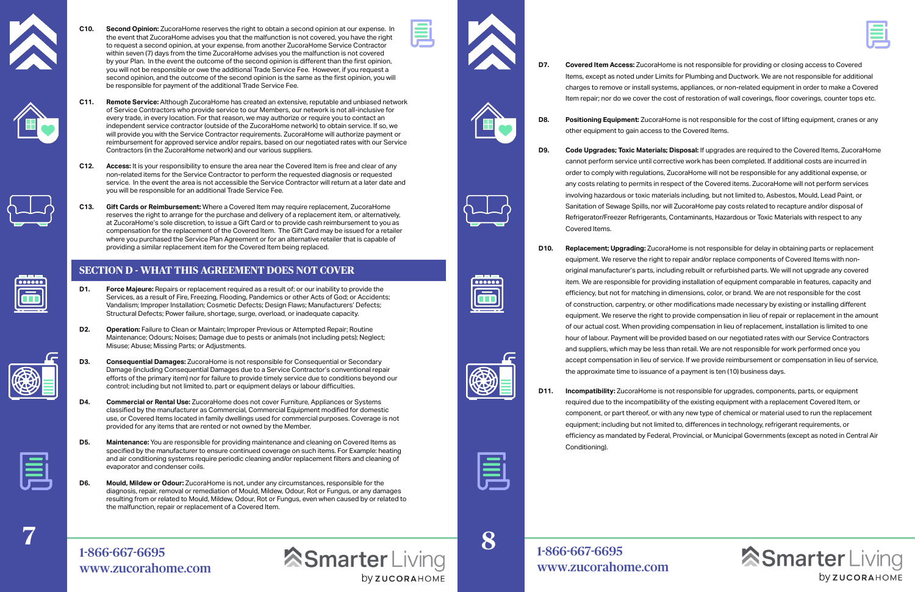**C10.** **Second Opinion:** ZucoraHome reserves the right to obtain a second opinion at our expense. In the event that ZucoraHome advises you that the malfunction is not covered, you have the right to request a second opinion, at your expense, from another ZucoraHome Service Contractor within seven (7) days from the time ZucoraHome advises you the malfunction is not covered by your Plan. In the event the outcome of the second opinion is different than the first opinion, you will not be responsible or owe the additional Trade Service Fee. However, if you request a second opinion, and the outcome of the second opinion is the same as the first opinion, you will be responsible for payment of the additional Trade Service Fee.

**C11.** **Remote Service:** Although ZucoraHome has created an extensive, reputable and unbiased network of Service Contractors who provide service to our Members, our network is not all-inclusive for every trade, in every location. For that reason, we may authorize or require you to contact an independent service contractor (outside of the ZucoraHome network) to obtain service. If so, we will provide you with the Service Contractor requirements. ZucoraHome will authorize payment or reimbursement for approved service and/or repairs, based on our negotiated rates with our Service Contractors (in the ZucoraHome network) and our various suppliers.

**C12.** **Access:** It is your responsibility to ensure the area near the Covered Item is free and clear of any non-related items for the Service Contractor to perform the requested diagnosis or requested service. In the event the area is not accessible the Service Contractor will return at a later date and you will be responsible for an additional Trade Service Fee.

**C13.** **Gift Cards or Reimbursement:** Where a Covered Item may require replacement, ZucoraHome reserves the right to arrange for the purchase and delivery of a replacement item, or alternatively, at ZucoraHome's sole discretion, to issue a Gift Card or to provide cash reimbursement to you as compensation for the replacement of the Covered Item. The Gift Card may be issued for a retailer where you purchased the Service Plan Agreement or for an alternative retailer that is capable of providing a similar replacement item for the Covered Item being replaced.

## SECTION D - WHAT THIS AGREEMENT DOES NOT COVER

**D1.** **Force Majeure:** Repairs or replacement required as a result of; or our inability to provide the Services, as a result of Fire, Freezing, Flooding, Pandemics or other Acts of God; or Accidents; Vandalism; Improper Installation; Cosmetic Defects; Design Flaws; Manufacturers' Defects; Structural Defects; Power failure, shortage, surge, overload, or inadequate capacity.

**D2.** **Operation:** Failure to Clean or Maintain; Improper Previous or Attempted Repair; Routine Maintenance; Odours; Noises; Damage due to pests or animals (not including pets); Neglect; Misuse; Abuse; Missing Parts; or Adjustments.

**D3.** **Consequential Damages:** ZucoraHome is not responsible for Consequential or Secondary Damage (including Consequential Damages due to a Service Contractor's conventional repair efforts of the primary item) nor for failure to provide timely service due to conditions beyond our control; including but not limited to, part or equipment delays or labour difficulties.

**D4.** **Commercial or Rental Use:** ZucoraHome does not cover Furniture, Appliances or Systems classified by the manufacturer as Commercial, Commercial Equipment modified for domestic use, or Covered Items located in family dwellings used for commercial purposes. Coverage is not provided for any items that are rented or not owned by the Member.

**D5.** **Maintenance:** You are responsible for providing maintenance and cleaning on Covered Items as specified by the manufacturer to ensure continued coverage on such items. For Example: heating and air conditioning systems require periodic cleaning and/or replacement filters and cleaning of evaporator and condenser coils.

**D6.** **Mould, Mildew or Odour:** ZucoraHome is not, under any circumstances, responsible for the diagnosis, repair, removal or remediation of Mould, Mildew, Odour, Rot or Fungus, or any damages resulting from or related to Mould, Mildew, Odour, Rot or Fungus, even when caused by or related to the malfunction, repair or replacement of a Covered Item.

**D7.** **Covered Item Access:** ZucoraHome is not responsible for providing or closing access to Covered Items, except as noted under Limits for Plumbing and Ductwork. We are not responsible for additional charges to remove or install systems, appliances, or non-related equipment in order to make a Covered Item repair; nor do we cover the cost of restoration of wall coverings, floor coverings, counter tops etc.

**D8.** **Positioning Equipment:** ZucoraHome is not responsible for the cost of lifting equipment, cranes or any other equipment to gain access to the Covered Items.

**D9.** **Code Upgrades; Toxic Materials; Disposal:** If upgrades are required to the Covered Items, ZucoraHome cannot perform service until corrective work has been completed. If additional costs are incurred in order to comply with regulations, ZucoraHome will not be responsible for any additional expense, or any costs relating to permits in respect of the Covered items. ZucoraHome will not perform services involving hazardous or toxic materials including, but not limited to, Asbestos, Mould, Lead Paint, or Sanitation of Sewage Spills, nor will ZucoraHome pay costs related to recapture and/or disposal of Refrigerator/Freezer Refrigerants, Contaminants, Hazardous or Toxic Materials with respect to any Covered Items.

**D10.** **Replacement; Upgrading:** ZucoraHome is not responsible for delay in obtaining parts or replacement equipment. We reserve the right to repair and/or replace components of Covered Items with non-original manufacturer's parts, including rebuilt or refurbished parts. We will not upgrade any covered item. We are responsible for providing installation of equipment comparable in features, capacity and efficiency, but not for matching in dimensions, color, or brand. We are not responsible for the cost of construction, carpentry, or other modifications made necessary by existing or installing different equipment. We reserve the right to provide compensation in lieu of repair or replacement in the amount of our actual cost. When providing compensation in lieu of replacement, installation is limited to one hour of labour. Payment will be provided based on our negotiated rates with our Service Contractors and suppliers, which may be less than retail. We are not responsible for work performed once you accept compensation in lieu of service. If we provide reimbursement or compensation in lieu of service, the approximate time to issuance of a payment is ten (10) business days.

**D11.** **Incompatibility:** ZucoraHome is not responsible for upgrades, components, parts, or equipment required due to the incompatibility of the existing equipment with a replacement Covered Item, or component, or part thereof, or with any new type of chemical or material used to run the replacement equipment; including but not limited to, differences in technology, refrigerant requirements, or efficiency as mandated by Federal, Provincial, or Municipal Governments (except as noted in Central Air Conditioning).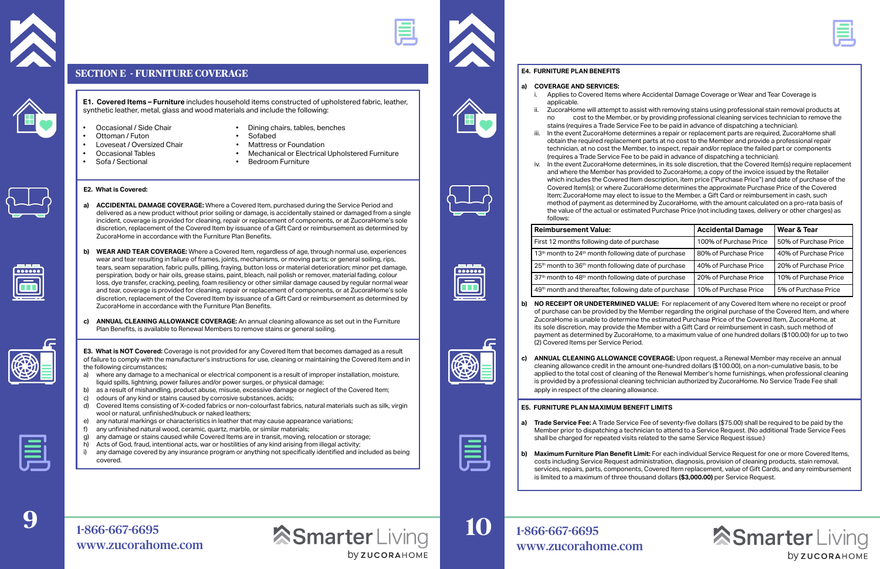## SECTION E - FURNITURE COVERAGE

**E1. Covered Items – Furniture** includes household items constructed of upholstered fabric, leather, synthetic leather, metal, glass and wood materials and include the following:

- Occasional / Side Chair
- Ottoman / Futon
- Loveseat / Oversized Chair
- Occasional Tables
- Sofa / Sectional
- Dining chairs, tables, benches
- Sofabed
- Mattress or Foundation
- Mechanical or Electrical Upholstered Furniture
- Bedroom Furniture

**E2. What is Covered:**

a) **ACCIDENTAL DAMAGE COVERAGE:** Where a Covered Item, purchased during the Service Period and delivered as a new product without prior soiling or damage, is accidentally stained or damaged from a single incident, coverage is provided for cleaning, repair or replacement of components, or at ZucoraHome's sole discretion, replacement of the Covered Item by issuance of a Gift Card or reimbursement as determined by ZucoraHome in accordance with the Furniture Plan Benefits.

b) **WEAR AND TEAR COVERAGE:** Where a Covered Item, regardless of age, through normal use, experiences wear and tear resulting in failure of frames, joints, mechanisms, or moving parts; or general soiling, rips, tears, seam separation, fabric pulls, pilling, fraying, button loss or material deterioration; minor pet damage, perspiration, body or hair oils, grease stains, paint, bleach, nail polish or remover, material fading, colour loss, dye transfer, cracking, peeling, foam resiliency or other similar damage caused by regular normal wear and tear, coverage is provided for cleaning, repair or replacement of components, or at ZucoraHome's sole discretion, replacement of the Covered Item by issuance of a Gift Card or reimbursement as determined by ZucoraHome in accordance with the Furniture Plan Benefits.

c) **ANNUAL CLEANING ALLOWANCE COVERAGE:** An annual cleaning allowance as set out in the Furniture Plan Benefits, is available to Renewal Members to remove stains or general soiling.

**E3. What is NOT Covered:** Coverage is not provided for any Covered Item that becomes damaged as a result of failure to comply with the manufacturer's instructions for use, cleaning or maintaining the Covered Item and in the following circumstances;

a) where any damage to a mechanical or electrical component is a result of improper installation, moisture, liquid spills, lightning, power failures and/or power surges, or physical damage;
b) as a result of mishandling, product abuse, misuse, excessive damage or neglect of the Covered Item;
c) odours of any kind or stains caused by corrosive substances, acids;
d) Covered Items consisting of X-coded fabrics or non-colourfast fabrics, natural materials such as silk, virgin wool or natural, unfinished/nubuck or naked leathers;
e) any natural markings or characteristics in leather that may cause appearance variations;
f) any unfinished natural wood, ceramic, quartz, marble, or similar materials;
g) any damage or stains caused while Covered Items are in transit, moving, relocation or storage;
h) Acts of God, fraud, intentional acts, war or hostilities of any kind arising from illegal activity;
i) any damage covered by any insurance program or anything not specifically identified and included as being covered.

**E4. FURNITURE PLAN BENEFITS**

a) **COVERAGE AND SERVICES:**

i. Applies to Covered Items where Accidental Damage Coverage or Wear and Tear Coverage is applicable.
ii. ZucoraHome will attempt to assist with removing stains using professional stain removal products at no cost to the Member, or by providing professional cleaning services technician to remove the stains (requires a Trade Service Fee to be paid in advance of dispatching a technician).
iii. In the event ZucoraHome determines a repair or replacement parts are required, ZucoraHome shall obtain the required replacement parts at no cost to the Member and provide a professional repair technician, at no cost the Member, to inspect, repair and/or replace the failed part or components (requires a Trade Service Fee to be paid in advance of dispatching a technician).
iv. In the event ZucoraHome determines, in its sole discretion, that the Covered Item(s) require replacement and where the Member has provided to ZucoraHome, a copy of the invoice issued by the Retailer which includes the Covered Item description, item price ("Purchase Price") and date of purchase of the Covered Item(s); or where ZucoraHome determines the approximate Purchase Price of the Covered Item; ZucoraHome may elect to issue to the Member, a Gift Card or reimbursement in cash, such method of payment as determined by ZucoraHome, with the amount calculated on a pro-rata basis of the value of the actual or estimated Purchase Price (not including taxes, delivery or other charges) as follows:

| Reimbursement Value: | Accidental Damage | Wear & Tear |
|---|---|---|
| First 12 months following date of purchase | 100% of Purchase Price | 50% of Purchase Price |
| 13th month to 24th month following date of purchase | 80% of Purchase Price | 40% of Purchase Price |
| 25th month to 36th month following date of purchase | 40% of Purchase Price | 20% of Purchase Price |
| 37th month to 48th month following date of purchase | 20% of Purchase Price | 10% of Purchase Price |
| 49th month and thereafter, following date of purchase | 10% of Purchase Price | 5% of Purchase Price |

b) **NO RECEIPT OR UNDETERMINED VALUE:** For replacement of any Covered Item where no receipt or proof of purchase can be provided by the Member regarding the original purchase of the Covered Item, and where ZucoraHome is unable to determine the estimated Purchase Price of the Covered Item, ZucoraHome, at its sole discretion, may provide the Member with a Gift Card or reimbursement in cash, such method of payment as determined by ZucoraHome, to a maximum value of one hundred dollars ($100.00) for up to two (2) Covered Items per Service Period.

c) **ANNUAL CLEANING ALLOWANCE COVERAGE:** Upon request, a Renewal Member may receive an annual cleaning allowance credit in the amount one-hundred dollars ($100.00), on a non-cumulative basis, to be applied to the total cost of cleaning of the Renewal Member's home furnishings, when professional cleaning is provided by a professional cleaning technician authorized by ZucoraHome. No Service Trade Fee shall apply in respect of the cleaning allowance.

**E5. FURNITURE PLAN MAXIMUM BENEFIT LIMITS**

a) **Trade Service Fee:** A Trade Service Fee of seventy-five dollars ($75.00) shall be required to be paid by the Member prior to dispatching a technician to attend to a Service Request. (No additional Trade Service Fees shall be charged for repeated visits related to the same Service Request issue.)

b) **Maximum Furniture Plan Benefit Limit:** For each individual Service Request for one or more Covered Items, costs including Service Request administration, diagnosis, provision of cleaning products, stain removal, services, repairs, parts, components, Covered Item replacement, value of Gift Cards, and any reimbursement is limited to a maximum of three thousand dollars **($3,000.00)** per Service Request.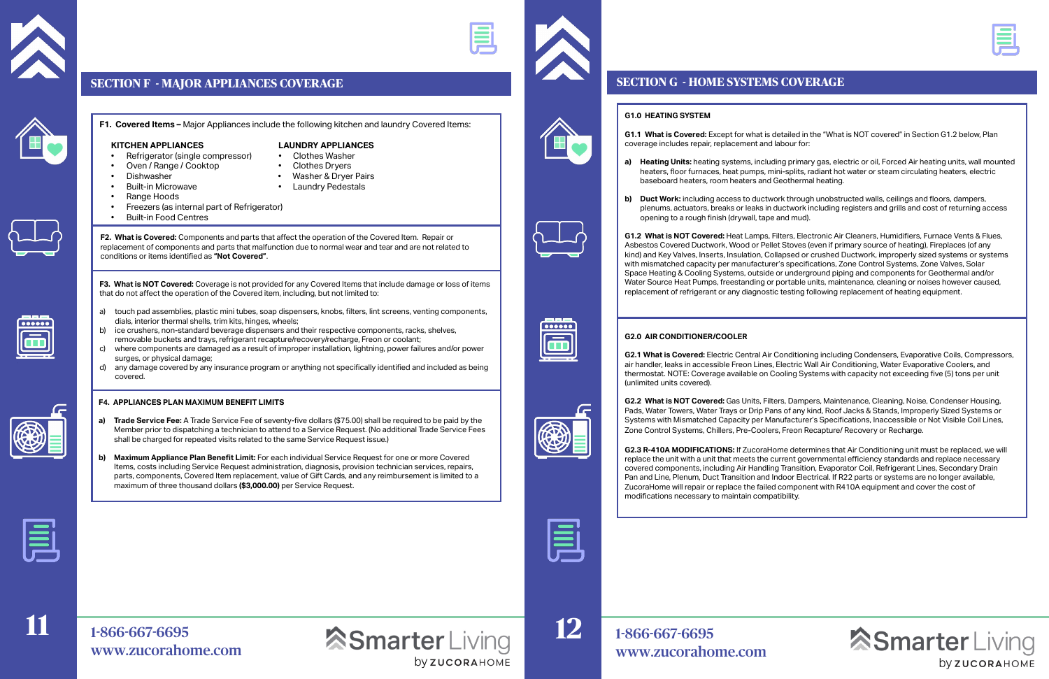## SECTION F - MAJOR APPLIANCES COVERAGE

**F1. Covered Items –** Major Appliances include the following kitchen and laundry Covered Items:

**KITCHEN APPLIANCES**

- Refrigerator (single compressor)
- Oven / Range / Cooktop
- Dishwasher
- Built-in Microwave
- Range Hoods
- Freezers (as internal part of Refrigerator)
- Built-in Food Centres

**LAUNDRY APPLIANCES**

- Clothes Washer
- Clothes Dryers
- Washer & Dryer Pairs
- Laundry Pedestals

**F2. What is Covered:** Components and parts that affect the operation of the Covered Item. Repair or replacement of components and parts that malfunction due to normal wear and tear and are not related to conditions or items identified as **"Not Covered"**.

**F3. What is NOT Covered:** Coverage is not provided for any Covered Items that include damage or loss of items that do not affect the operation of the Covered item, including, but not limited to:

a) touch pad assemblies, plastic mini tubes, soap dispensers, knobs, filters, lint screens, venting components, dials, interior thermal shells, trim kits, hinges, wheels;
b) ice crushers, non-standard beverage dispensers and their respective components, racks, shelves, removable buckets and trays, refrigerant recapture/recovery/recharge, Freon or coolant;
c) where components are damaged as a result of improper installation, lightning, power failures and/or power surges, or physical damage;
d) any damage covered by any insurance program or anything not specifically identified and included as being covered.

**F4. APPLIANCES PLAN MAXIMUM BENEFIT LIMITS**

a) **Trade Service Fee:** A Trade Service Fee of seventy-five dollars ($75.00) shall be required to be paid by the Member prior to dispatching a technician to attend to a Service Request. (No additional Trade Service Fees shall be charged for repeated visits related to the same Service Request issue.)

b) **Maximum Appliance Plan Benefit Limit:** For each individual Service Request for one or more Covered Items, costs including Service Request administration, diagnosis, provision technician services, repairs, parts, components, Covered Item replacement, value of Gift Cards, and any reimbursement is limited to a maximum of three thousand dollars **($3,000.00)** per Service Request.

## SECTION G - HOME SYSTEMS COVERAGE

**G1.0 HEATING SYSTEM**

**G1.1 What is Covered:** Except for what is detailed in the "What is NOT covered" in Section G1.2 below, Plan coverage includes repair, replacement and labour for:

a) **Heating Units:** heating systems, including primary gas, electric or oil, Forced Air heating units, wall mounted heaters, floor furnaces, heat pumps, mini-splits, radiant hot water or steam circulating heaters, electric baseboard heaters, room heaters and Geothermal heating.

b) **Duct Work:** including access to ductwork through unobstructed walls, ceilings and floors, dampers, plenums, actuators, breaks or leaks in ductwork including registers and grills and cost of returning access opening to a rough finish (drywall, tape and mud).

**G1.2 What is NOT Covered:** Heat Lamps, Filters, Electronic Air Cleaners, Humidifiers, Furnace Vents & Flues, Asbestos Covered Ductwork, Wood or Pellet Stoves (even if primary source of heating), Fireplaces (of any kind) and Key Valves, Inserts, Insulation, Collapsed or crushed Ductwork, improperly sized systems or systems with mismatched capacity per manufacturer's specifications, Zone Control Systems, Zone Valves, Solar Space Heating & Cooling Systems, outside or underground piping and components for Geothermal and/or Water Source Heat Pumps, freestanding or portable units, maintenance, cleaning or noises however caused, replacement of refrigerant or any diagnostic testing following replacement of heating equipment.

**G2.0 AIR CONDITIONER/COOLER**

**G2.1 What is Covered:** Electric Central Air Conditioning including Condensers, Evaporative Coils, Compressors, air handler, leaks in accessible Freon Lines, Electric Wall Air Conditioning, Water Evaporative Coolers, and thermostat. NOTE: Coverage available on Cooling Systems with capacity not exceeding five (5) tons per unit (unlimited units covered).

**G2.2 What is NOT Covered:** Gas Units, Filters, Dampers, Maintenance, Cleaning, Noise, Condenser Housing, Pads, Water Towers, Water Trays or Drip Pans of any kind, Roof Jacks & Stands, Improperly Sized Systems or Systems with Mismatched Capacity per Manufacturer's Specifications, Inaccessible or Not Visible Coil Lines, Zone Control Systems, Chillers, Pre-Coolers, Freon Recapture/ Recovery or Recharge.

**G2.3 R-410A MODIFICATIONS:** If ZucoraHome determines that Air Conditioning unit must be replaced, we will replace the unit with a unit that meets the current governmental efficiency standards and replace necessary covered components, including Air Handling Transition, Evaporator Coil, Refrigerant Lines, Secondary Drain Pan and Line, Plenum, Duct Transition and Indoor Electrical. If R22 parts or systems are no longer available, ZucoraHome will repair or replace the failed component with R410A equipment and cover the cost of modifications necessary to maintain compatibility.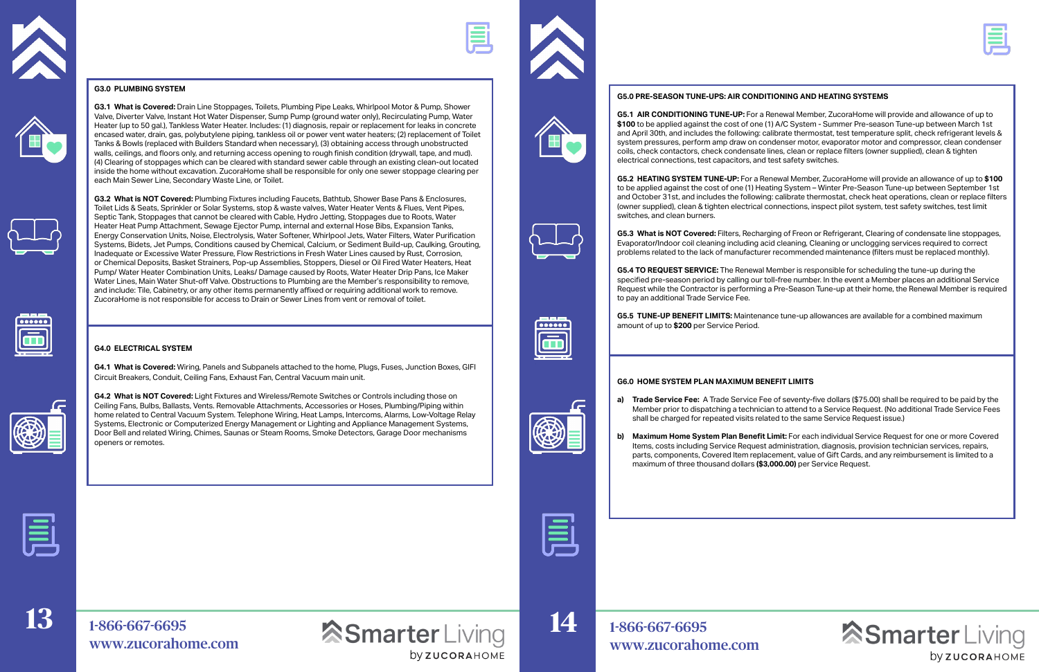## G3.0 PLUMBING SYSTEM

**G3.1 What is Covered:** Drain Line Stoppages, Toilets, Plumbing Pipe Leaks, Whirlpool Motor & Pump, Shower Valve, Diverter Valve, Instant Hot Water Dispenser, Sump Pump (ground water only), Recirculating Pump, Water Heater (up to 50 gal.), Tankless Water Heater. Includes: (1) diagnosis, repair or replacement for leaks in concrete encased water, drain, gas, polybutylene piping, tankless oil or power vent water heaters; (2) replacement of Toilet Tanks & Bowls (replaced with Builders Standard when necessary), (3) obtaining access through unobstructed walls, ceilings, and floors only, and returning access opening to rough finish condition (drywall, tape, and mud). (4) Clearing of stoppages which can be cleared with standard sewer cable through an existing clean-out located inside the home without excavation. ZucoraHome shall be responsible for only one sewer stoppage clearing per each Main Sewer Line, Secondary Waste Line, or Toilet.

**G3.2 What is NOT Covered:** Plumbing Fixtures including Faucets, Bathtub, Shower Base Pans & Enclosures, Toilet Lids & Seats, Sprinkler or Solar Systems, stop & waste valves, Water Heater Vents & Flues, Vent Pipes, Septic Tank, Stoppages that cannot be cleared with Cable, Hydro Jetting, Stoppages due to Roots, Water Heater Heat Pump Attachment, Sewage Ejector Pump, internal and external Hose Bibs, Expansion Tanks, Energy Conservation Units, Noise, Electrolysis, Water Softener, Whirlpool Jets, Water Filters, Water Purification Systems, Bidets, Jet Pumps, Conditions caused by Chemical, Calcium, or Sediment Build-up, Caulking, Grouting, Inadequate or Excessive Water Pressure, Flow Restrictions in Fresh Water Lines caused by Rust, Corrosion, or Chemical Deposits, Basket Strainers, Pop-up Assemblies, Stoppers, Diesel or Oil Fired Water Heaters, Heat Pump/ Water Heater Combination Units, Leaks/ Damage caused by Roots, Water Heater Drip Pans, Ice Maker Water Lines, Main Water Shut-off Valve. Obstructions to Plumbing are the Member's responsibility to remove, and include: Tile, Cabinetry, or any other items permanently affixed or requiring additional work to remove. ZucoraHome is not responsible for access to Drain or Sewer Lines from vent or removal of toilet.

## G4.0 ELECTRICAL SYSTEM

**G4.1 What is Covered:** Wiring, Panels and Subpanels attached to the home, Plugs, Fuses, Junction Boxes, GIFI Circuit Breakers, Conduit, Ceiling Fans, Exhaust Fan, Central Vacuum main unit.

**G4.2 What is NOT Covered:** Light Fixtures and Wireless/Remote Switches or Controls including those on Ceiling Fans, Bulbs, Ballasts, Vents. Removable Attachments, Accessories or Hoses, Plumbing/Piping within home related to Central Vacuum System. Telephone Wiring, Heat Lamps, Intercoms, Alarms, Low-Voltage Relay Systems, Electronic or Computerized Energy Management or Lighting and Appliance Management Systems, Door Bell and related Wiring, Chimes, Saunas or Steam Rooms, Smoke Detectors, Garage Door mechanisms openers or remotes.

## G5.0 PRE-SEASON TUNE-UPS: AIR CONDITIONING AND HEATING SYSTEMS

**G5.1 AIR CONDITIONING TUNE-UP:** For a Renewal Member, ZucoraHome will provide and allowance of up to **$100** to be applied against the cost of one (1) A/C System - Summer Pre-season Tune-up between March 1st and April 30th, and includes the following: calibrate thermostat, test temperature split, check refrigerant levels & system pressures, perform amp draw on condenser motor, evaporator motor and compressor, clean condenser coils, check contactors, check condensate lines, clean or replace filters (owner supplied), clean & tighten electrical connections, test capacitors, and test safety switches.

**G5.2 HEATING SYSTEM TUNE-UP:** For a Renewal Member, ZucoraHome will provide an allowance of up to **$100** to be applied against the cost of one (1) Heating System – Winter Pre-Season Tune-up between September 1st and October 31st, and includes the following: calibrate thermostat, check heat operations, clean or replace filters (owner supplied), clean & tighten electrical connections, inspect pilot system, test safety switches, test limit switches, and clean burners.

**G5.3 What is NOT Covered:** Filters, Recharging of Freon or Refrigerant, Clearing of condensate line stoppages, Evaporator/Indoor coil cleaning including acid cleaning, Cleaning or unclogging services required to correct problems related to the lack of manufacturer recommended maintenance (filters must be replaced monthly).

**G5.4 TO REQUEST SERVICE:** The Renewal Member is responsible for scheduling the tune-up during the specified pre-season period by calling our toll-free number. In the event a Member places an additional Service Request while the Contractor is performing a Pre-Season Tune-up at their home, the Renewal Member is required to pay an additional Trade Service Fee.

**G5.5 TUNE-UP BENEFIT LIMITS:** Maintenance tune-up allowances are available for a combined maximum amount of up to **$200** per Service Period.

## G6.0 HOME SYSTEM PLAN MAXIMUM BENEFIT LIMITS

a) **Trade Service Fee:** A Trade Service Fee of seventy-five dollars ($75.00) shall be required to be paid by the Member prior to dispatching a technician to attend to a Service Request. (No additional Trade Service Fees shall be charged for repeated visits related to the same Service Request issue.)

b) **Maximum Home System Plan Benefit Limit:** For each individual Service Request for one or more Covered Items, costs including Service Request administration, diagnosis, provision technician services, repairs, parts, components, Covered Item replacement, value of Gift Cards, and any reimbursement is limited to a maximum of three thousand dollars **($3,000.00)** per Service Request.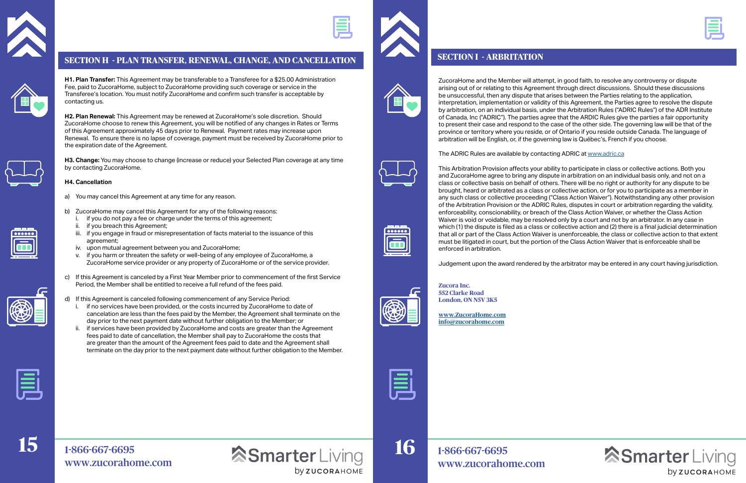## SECTION H - PLAN TRANSFER, RENEWAL, CHANGE, AND CANCELLATION

**H1. Plan Transfer:** This Agreement may be transferable to a Transferee for a $25.00 Administration Fee, paid to ZucoraHome, subject to ZucoraHome providing such coverage or service in the Transferee's location. You must notify ZucoraHome and confirm such transfer is acceptable by contacting us.

**H2. Plan Renewal:** This Agreement may be renewed at ZucoraHome's sole discretion. Should ZucoraHome choose to renew this Agreement, you will be notified of any changes in Rates or Terms of this Agreement approximately 45 days prior to Renewal. Payment rates may increase upon Renewal. To ensure there is no lapse of coverage, payment must be received by ZucoraHome prior to the expiration date of the Agreement.

**H3. Change:** You may choose to change (increase or reduce) your Selected Plan coverage at any time by contacting ZucoraHome.

**H4. Cancellation**

a) You may cancel this Agreement at any time for any reason.

b) ZucoraHome may cancel this Agreement for any of the following reasons:
   - i. if you do not pay a fee or charge under the terms of this agreement;
   - ii. if you breach this Agreement;
   - iii. if you engage in fraud or misrepresentation of facts material to the issuance of this agreement;
   - iv. upon mutual agreement between you and ZucoraHome;
   - v. if you harm or threaten the safety or well-being of any employee of ZucoraHome, a ZucoraHome service provider or any property of ZucoraHome or of the service provider.

c) If this Agreement is canceled by a First Year Member prior to commencement of the first Service Period, the Member shall be entitled to receive a full refund of the fees paid.

d) If this Agreement is canceled following commencement of any Service Period:
   - i. if no services have been provided, or the costs incurred by ZucoraHome to date of cancelation are less than the fees paid by the Member, the Agreement shall terminate on the day prior to the next payment date without further obligation to the Member; or
   - ii. if services have been provided by ZucoraHome and costs are greater than the Agreement fees paid to date of cancellation, the Member shall pay to ZucoraHome the costs that are greater than the amount of the Agreement fees paid to date and the Agreement shall terminate on the day prior to the next payment date without further obligation to the Member.

## SECTION I - ARBRITATION

ZucoraHome and the Member will attempt, in good faith, to resolve any controversy or dispute arising out of or relating to this Agreement through direct discussions. Should these discussions be unsuccessful, then any dispute that arises between the Parties relating to the application, interpretation, implementation or validity of this Agreement, the Parties agree to resolve the dispute by arbitration, on an individual basis, under the Arbitration Rules ("ADRIC Rules") of the ADR Institute of Canada, Inc ("ADRIC"). The parties agree that the ARDIC Rules give the parties a fair opportunity to present their case and respond to the case of the other side. The governing law will be that of the province or territory where you reside, or of Ontario if you reside outside Canada. The language of arbitration will be English, or, if the governing law is Québec's, French if you choose.

The ADRIC Rules are available by contacting ADRIC at www.adric.ca

This Arbitration Provision affects your ability to participate in class or collective actions. Both you and ZucoraHome agree to bring any dispute in arbitration on an individual basis only, and not on a class or collective basis on behalf of others. There will be no right or authority for any dispute to be brought, heard or arbitrated as a class or collective action, or for you to participate as a member in any such class or collective proceeding ("Class Action Waiver"). Notwithstanding any other provision of the Arbitration Provision or the ADRIC Rules, disputes in court or arbitration regarding the validity, enforceability, conscionability, or breach of the Class Action Waiver, or whether the Class Action Waiver is void or voidable, may be resolved only by a court and not by an arbitrator. In any case in which (1) the dispute is filed as a class or collective action and (2) there is a final judicial determination that all or part of the Class Action Waiver is unenforceable, the class or collective action to that extent must be litigated in court, but the portion of the Class Action Waiver that is enforceable shall be enforced in arbitration.

Judgement upon the award rendered by the arbitrator may be entered in any court having jurisdiction.

**Zucora Inc.**
**552 Clarke Road**
**London, ON N5V 3K5**

**www.ZucoraHome.com**
**info@zucorahome.com**